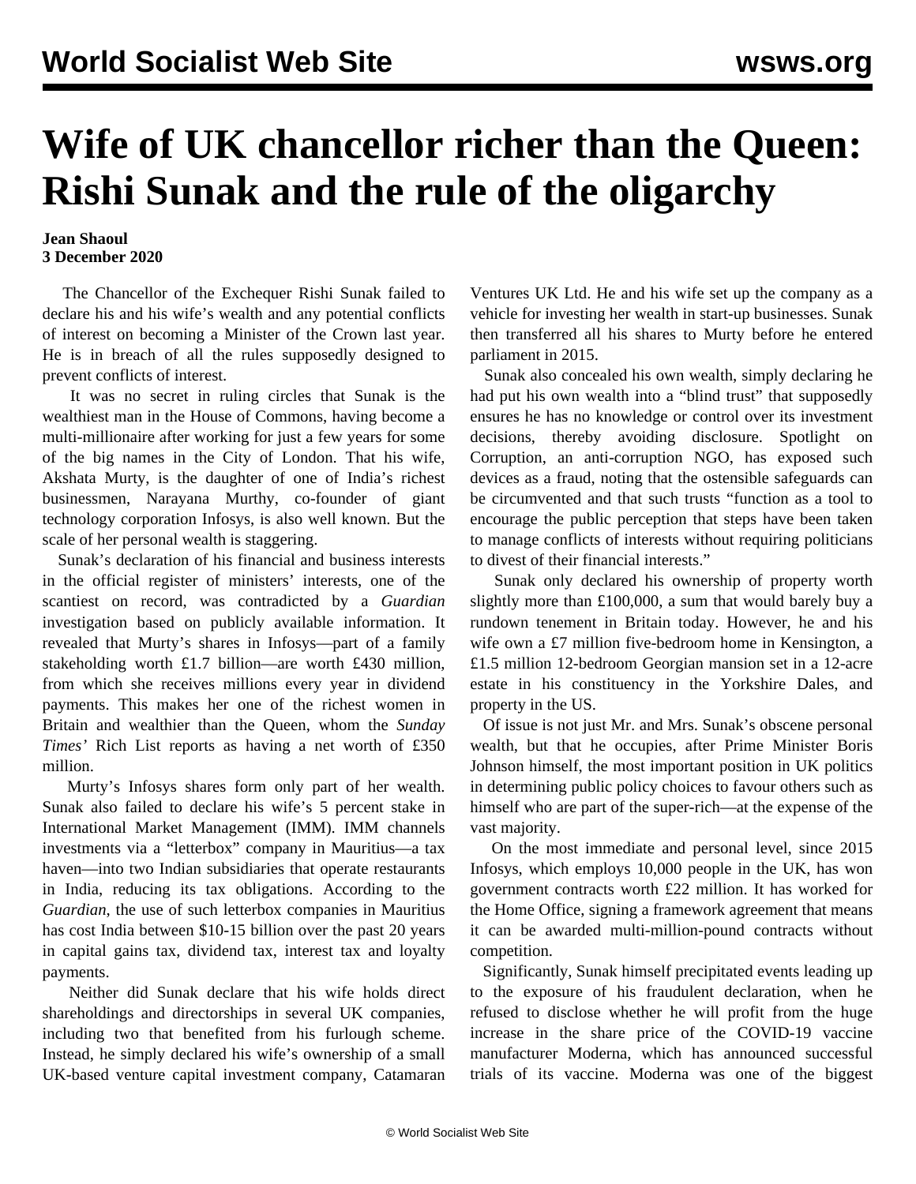# Wife of UK chancellor richer than the Queen: Rishi Sunak and the rule of the oligarchy

**Jean Shaoul**
**3 December 2020**

The Chancellor of the Exchequer Rishi Sunak failed to declare his and his wife's wealth and any potential conflicts of interest on becoming a Minister of the Crown last year. He is in breach of all the rules supposedly designed to prevent conflicts of interest.

It was no secret in ruling circles that Sunak is the wealthiest man in the House of Commons, having become a multi-millionaire after working for just a few years for some of the big names in the City of London. That his wife, Akshata Murty, is the daughter of one of India's richest businessmen, Narayana Murthy, co-founder of giant technology corporation Infosys, is also well known. But the scale of her personal wealth is staggering.

Sunak's declaration of his financial and business interests in the official register of ministers' interests, one of the scantiest on record, was contradicted by a *Guardian* investigation based on publicly available information. It revealed that Murty's shares in Infosys—part of a family stakeholding worth £1.7 billion—are worth £430 million, from which she receives millions every year in dividend payments. This makes her one of the richest women in Britain and wealthier than the Queen, whom the *Sunday Times'* Rich List reports as having a net worth of £350 million.

Murty's Infosys shares form only part of her wealth. Sunak also failed to declare his wife's 5 percent stake in International Market Management (IMM). IMM channels investments via a "letterbox" company in Mauritius—a tax haven—into two Indian subsidiaries that operate restaurants in India, reducing its tax obligations. According to the *Guardian*, the use of such letterbox companies in Mauritius has cost India between $10-15 billion over the past 20 years in capital gains tax, dividend tax, interest tax and loyalty payments.

Neither did Sunak declare that his wife holds direct shareholdings and directorships in several UK companies, including two that benefited from his furlough scheme. Instead, he simply declared his wife's ownership of a small UK-based venture capital investment company, Catamaran Ventures UK Ltd. He and his wife set up the company as a vehicle for investing her wealth in start-up businesses. Sunak then transferred all his shares to Murty before he entered parliament in 2015.

Sunak also concealed his own wealth, simply declaring he had put his own wealth into a "blind trust" that supposedly ensures he has no knowledge or control over its investment decisions, thereby avoiding disclosure. Spotlight on Corruption, an anti-corruption NGO, has exposed such devices as a fraud, noting that the ostensible safeguards can be circumvented and that such trusts "function as a tool to encourage the public perception that steps have been taken to manage conflicts of interests without requiring politicians to divest of their financial interests."

Sunak only declared his ownership of property worth slightly more than £100,000, a sum that would barely buy a rundown tenement in Britain today. However, he and his wife own a £7 million five-bedroom home in Kensington, a £1.5 million 12-bedroom Georgian mansion set in a 12-acre estate in his constituency in the Yorkshire Dales, and property in the US.

Of issue is not just Mr. and Mrs. Sunak's obscene personal wealth, but that he occupies, after Prime Minister Boris Johnson himself, the most important position in UK politics in determining public policy choices to favour others such as himself who are part of the super-rich—at the expense of the vast majority.

On the most immediate and personal level, since 2015 Infosys, which employs 10,000 people in the UK, has won government contracts worth £22 million. It has worked for the Home Office, signing a framework agreement that means it can be awarded multi-million-pound contracts without competition.

Significantly, Sunak himself precipitated events leading up to the exposure of his fraudulent declaration, when he refused to disclose whether he will profit from the huge increase in the share price of the COVID-19 vaccine manufacturer Moderna, which has announced successful trials of its vaccine. Moderna was one of the biggest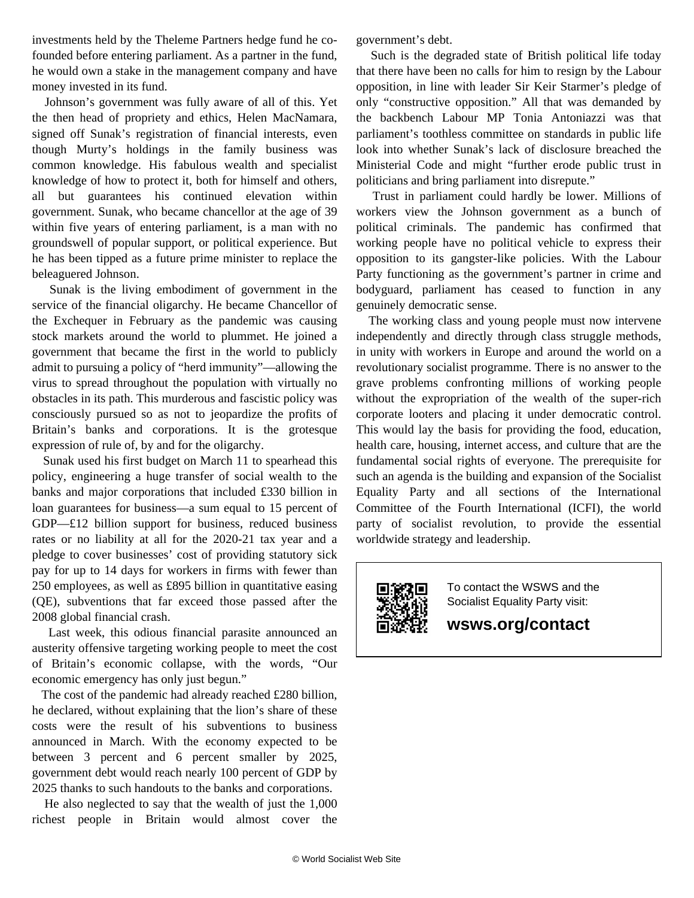investments held by the Theleme Partners hedge fund he co-founded before entering parliament. As a partner in the fund, he would own a stake in the management company and have money invested in its fund.

Johnson's government was fully aware of all of this. Yet the then head of propriety and ethics, Helen MacNamara, signed off Sunak's registration of financial interests, even though Murty's holdings in the family business was common knowledge. His fabulous wealth and specialist knowledge of how to protect it, both for himself and others, all but guarantees his continued elevation within government. Sunak, who became chancellor at the age of 39 within five years of entering parliament, is a man with no groundswell of popular support, or political experience. But he has been tipped as a future prime minister to replace the beleaguered Johnson.

Sunak is the living embodiment of government in the service of the financial oligarchy. He became Chancellor of the Exchequer in February as the pandemic was causing stock markets around the world to plummet. He joined a government that became the first in the world to publicly admit to pursuing a policy of "herd immunity"—allowing the virus to spread throughout the population with virtually no obstacles in its path. This murderous and fascistic policy was consciously pursued so as not to jeopardize the profits of Britain's banks and corporations. It is the grotesque expression of rule of, by and for the oligarchy.

Sunak used his first budget on March 11 to spearhead this policy, engineering a huge transfer of social wealth to the banks and major corporations that included £330 billion in loan guarantees for business—a sum equal to 15 percent of GDP—£12 billion support for business, reduced business rates or no liability at all for the 2020-21 tax year and a pledge to cover businesses' cost of providing statutory sick pay for up to 14 days for workers in firms with fewer than 250 employees, as well as £895 billion in quantitative easing (QE), subventions that far exceed those passed after the 2008 global financial crash.

Last week, this odious financial parasite announced an austerity offensive targeting working people to meet the cost of Britain's economic collapse, with the words, "Our economic emergency has only just begun."

The cost of the pandemic had already reached £280 billion, he declared, without explaining that the lion's share of these costs were the result of his subventions to business announced in March. With the economy expected to be between 3 percent and 6 percent smaller by 2025, government debt would reach nearly 100 percent of GDP by 2025 thanks to such handouts to the banks and corporations.

He also neglected to say that the wealth of just the 1,000 richest people in Britain would almost cover the government's debt.

Such is the degraded state of British political life today that there have been no calls for him to resign by the Labour opposition, in line with leader Sir Keir Starmer's pledge of only "constructive opposition." All that was demanded by the backbench Labour MP Tonia Antoniazzi was that parliament's toothless committee on standards in public life look into whether Sunak's lack of disclosure breached the Ministerial Code and might "further erode public trust in politicians and bring parliament into disrepute."

Trust in parliament could hardly be lower. Millions of workers view the Johnson government as a bunch of political criminals. The pandemic has confirmed that working people have no political vehicle to express their opposition to its gangster-like policies. With the Labour Party functioning as the government's partner in crime and bodyguard, parliament has ceased to function in any genuinely democratic sense.

The working class and young people must now intervene independently and directly through class struggle methods, in unity with workers in Europe and around the world on a revolutionary socialist programme. There is no answer to the grave problems confronting millions of working people without the expropriation of the wealth of the super-rich corporate looters and placing it under democratic control. This would lay the basis for providing the food, education, health care, housing, internet access, and culture that are the fundamental social rights of everyone. The prerequisite for such an agenda is the building and expansion of the Socialist Equality Party and all sections of the International Committee of the Fourth International (ICFI), the world party of socialist revolution, to provide the essential worldwide strategy and leadership.

To contact the WSWS and the Socialist Equality Party visit:

**wsws.org/contact**